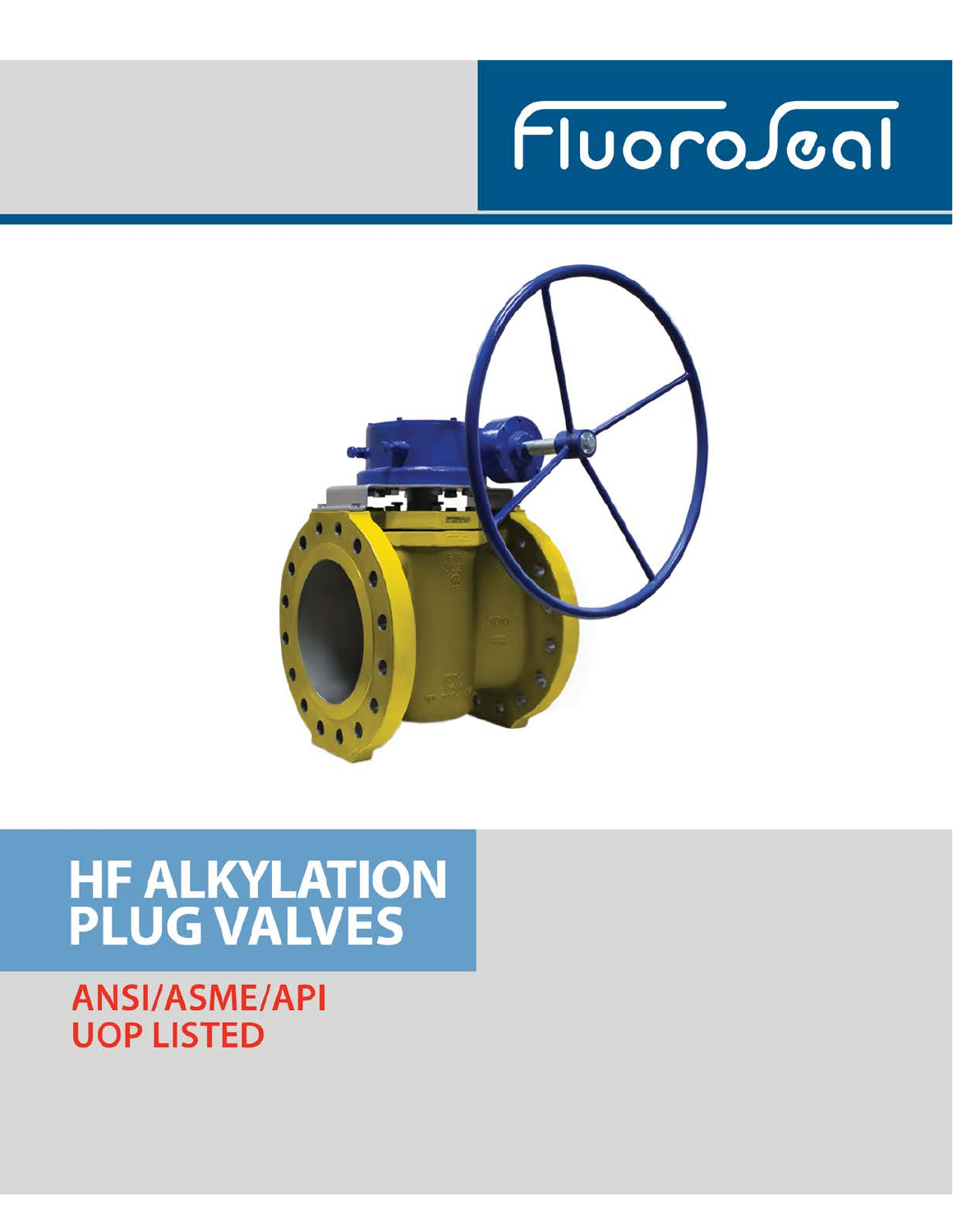FluoroSeal

# HF ALKYLATION PLUG VALVES

**ANSI/ASME/API**
**UOP LISTED**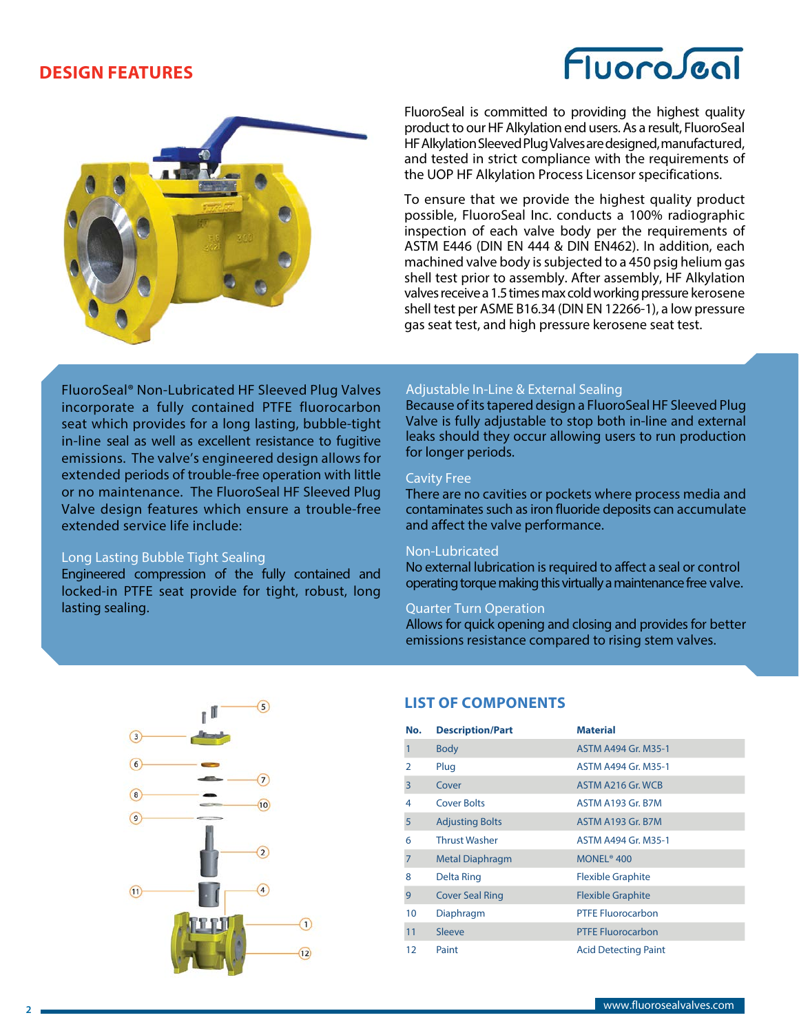## DESIGN FEATURES

FluoroSeal is committed to providing the highest quality product to our HF Alkylation end users. As a result, FluoroSeal HF Alkylation Sleeved Plug Valves are designed, manufactured, and tested in strict compliance with the requirements of the UOP HF Alkylation Process Licensor specifications.

To ensure that we provide the highest quality product possible, FluoroSeal Inc. conducts a 100% radiographic inspection of each valve body per the requirements of ASTM E446 (DIN EN 444 & DIN EN462). In addition, each machined valve body is subjected to a 450 psig helium gas shell test prior to assembly. After assembly, HF Alkylation valves receive a 1.5 times max cold working pressure kerosene shell test per ASME B16.34 (DIN EN 12266-1), a low pressure gas seat test, and high pressure kerosene seat test.

FluoroSeal® Non-Lubricated HF Sleeved Plug Valves incorporate a fully contained PTFE fluorocarbon seat which provides for a long lasting, bubble-tight in-line seal as well as excellent resistance to fugitive emissions. The valve's engineered design allows for extended periods of trouble-free operation with little or no maintenance. The FluoroSeal HF Sleeved Plug Valve design features which ensure a trouble-free extended service life include:

### Long Lasting Bubble Tight Sealing

Engineered compression of the fully contained and locked-in PTFE seat provide for tight, robust, long lasting sealing.

### Adjustable In-Line & External Sealing

Because of its tapered design a FluoroSeal HF Sleeved Plug Valve is fully adjustable to stop both in-line and external leaks should they occur allowing users to run production for longer periods.

### Cavity Free

There are no cavities or pockets where process media and contaminates such as iron fluoride deposits can accumulate and affect the valve performance.

### Non-Lubricated

No external lubrication is required to affect a seal or control operating torque making this virtually a maintenance free valve.

### Quarter Turn Operation

Allows for quick opening and closing and provides for better emissions resistance compared to rising stem valves.

## LIST OF COMPONENTS

| No. | Description/Part | Material |
|---|---|---|
| 1 | Body | ASTM A494 Gr. M35-1 |
| 2 | Plug | ASTM A494 Gr. M35-1 |
| 3 | Cover | ASTM A216 Gr. WCB |
| 4 | Cover Bolts | ASTM A193 Gr. B7M |
| 5 | Adjusting Bolts | ASTM A193 Gr. B7M |
| 6 | Thrust Washer | ASTM A494 Gr. M35-1 |
| 7 | Metal Diaphragm | MONEL® 400 |
| 8 | Delta Ring | Flexible Graphite |
| 9 | Cover Seal Ring | Flexible Graphite |
| 10 | Diaphragm | PTFE Fluorocarbon |
| 11 | Sleeve | PTFE Fluorocarbon |
| 12 | Paint | Acid Detecting Paint |

www.fluorosealvalves.com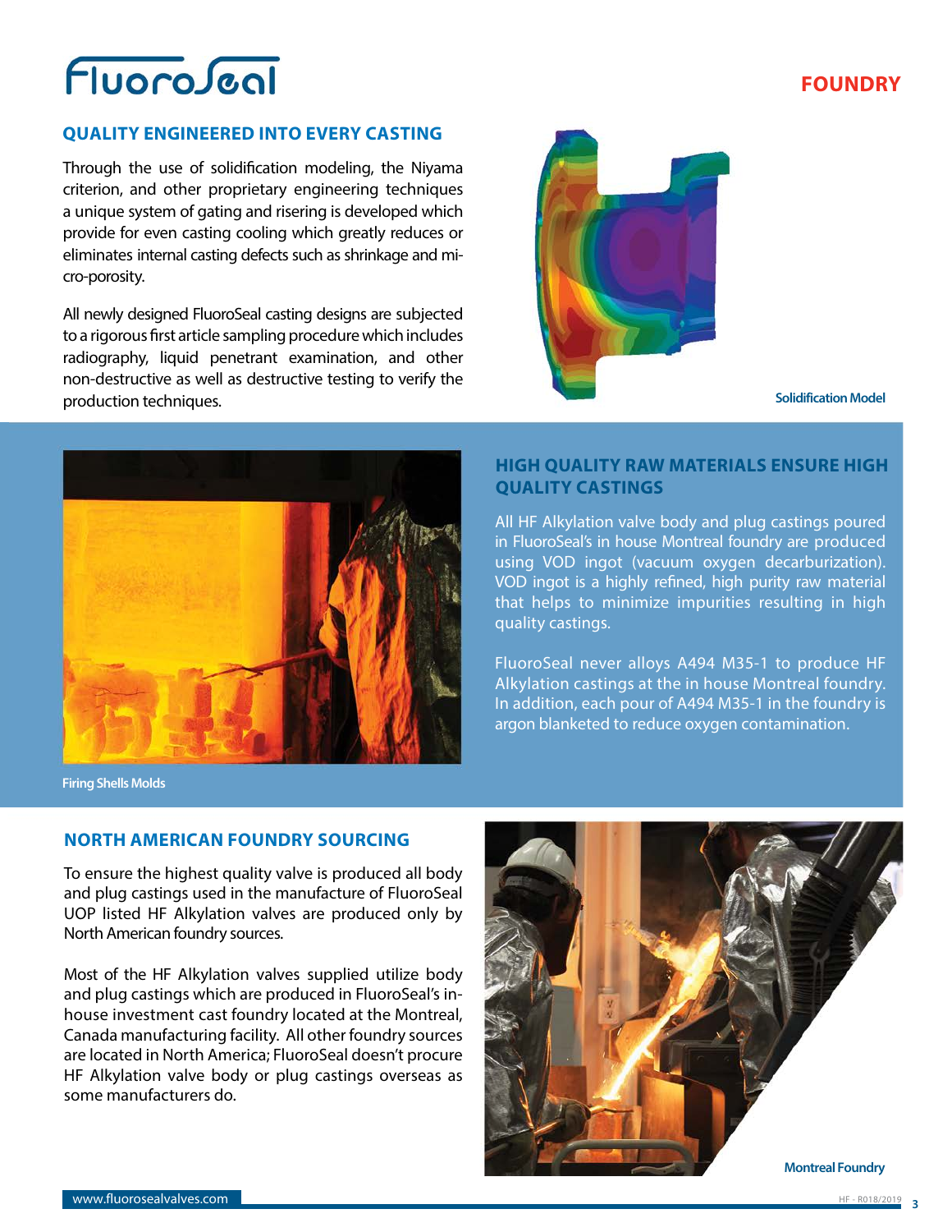# FluoroSeal

## FOUNDRY

### QUALITY ENGINEERED INTO EVERY CASTING

Through the use of solidification modeling, the Niyama criterion, and other proprietary engineering techniques a unique system of gating and risering is developed which provide for even casting cooling which greatly reduces or eliminates internal casting defects such as shrinkage and micro-porosity.

All newly designed FluoroSeal casting designs are subjected to a rigorous first article sampling procedure which includes radiography, liquid penetrant examination, and other non-destructive as well as destructive testing to verify the production techniques.

Solidification Model

Firing Shells Molds

### HIGH QUALITY RAW MATERIALS ENSURE HIGH QUALITY CASTINGS

All HF Alkylation valve body and plug castings poured in FluoroSeal's in house Montreal foundry are produced using VOD ingot (vacuum oxygen decarburization). VOD ingot is a highly refined, high purity raw material that helps to minimize impurities resulting in high quality castings.

FluoroSeal never alloys A494 M35-1 to produce HF Alkylation castings at the in house Montreal foundry. In addition, each pour of A494 M35-1 in the foundry is argon blanketed to reduce oxygen contamination.

### NORTH AMERICAN FOUNDRY SOURCING

To ensure the highest quality valve is produced all body and plug castings used in the manufacture of FluoroSeal UOP listed HF Alkylation valves are produced only by North American foundry sources.

Most of the HF Alkylation valves supplied utilize body and plug castings which are produced in FluoroSeal's in-house investment cast foundry located at the Montreal, Canada manufacturing facility. All other foundry sources are located in North America; FluoroSeal doesn't procure HF Alkylation valve body or plug castings overseas as some manufacturers do.

Montreal Foundry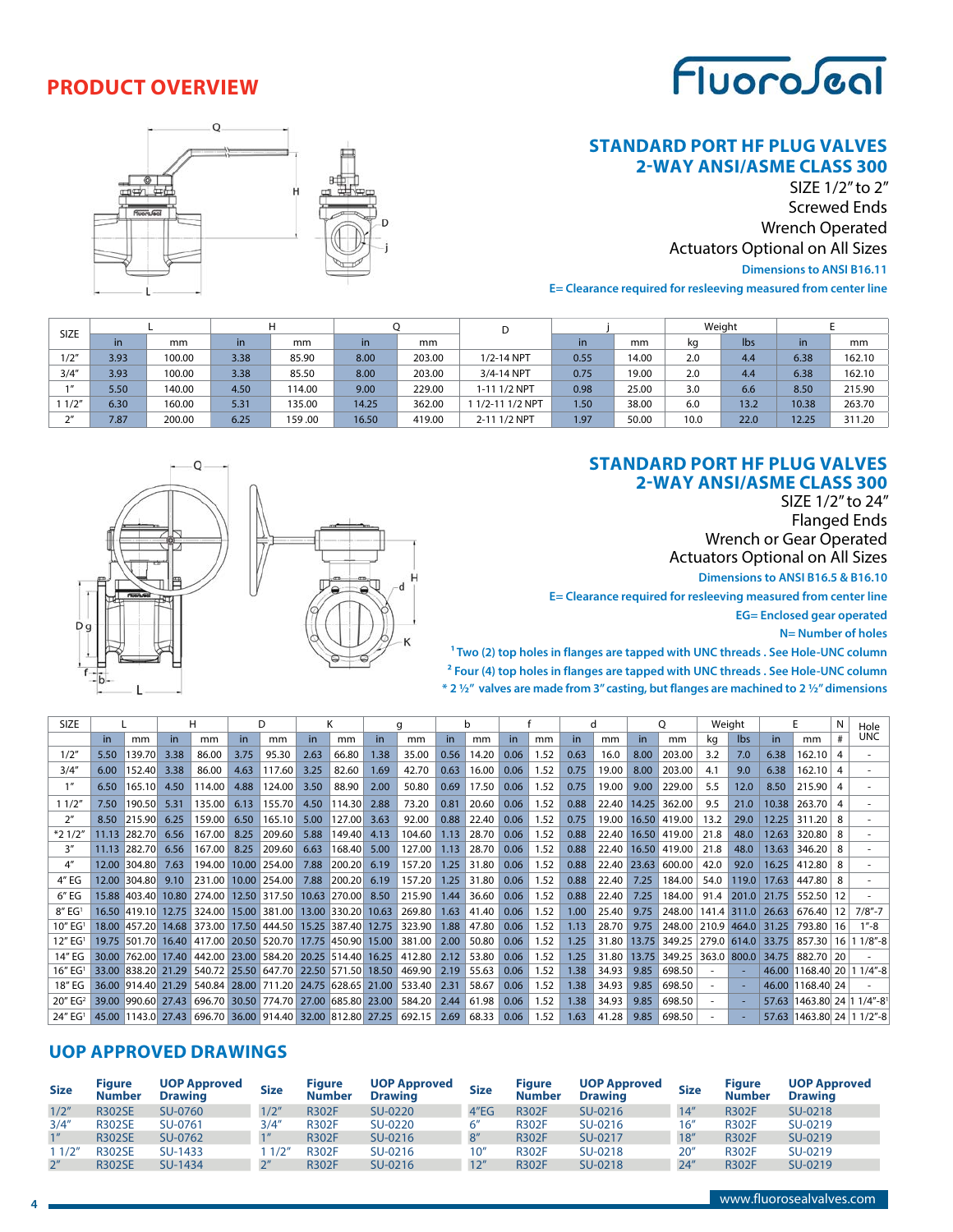## PRODUCT OVERVIEW

FluoroSeal

### STANDARD PORT HF PLUG VALVES 2-WAY ANSI/ASME CLASS 300

SIZE 1/2" to 2"
Screwed Ends
Wrench Operated
Actuators Optional on All Sizes

**Dimensions to ANSI B16.11**

**E= Clearance required for resleeving measured from center line**

| SIZE | L | | H | | Q | | D | j | | Weight | | E | |
|---|---|---|---|---|---|---|---|---|---|---|---|---|---|
| | in | mm | in | mm | in | mm | | in | mm | kg | lbs | in | mm |
| 1/2" | 3.93 | 100.00 | 3.38 | 85.90 | 8.00 | 203.00 | 1/2-14 NPT | 0.55 | 14.00 | 2.0 | 4.4 | 6.38 | 162.10 |
| 3/4" | 3.93 | 100.00 | 3.38 | 85.50 | 8.00 | 203.00 | 3/4-14 NPT | 0.75 | 19.00 | 2.0 | 4.4 | 6.38 | 162.10 |
| 1" | 5.50 | 140.00 | 4.50 | 114.00 | 9.00 | 229.00 | 1-11 1/2 NPT | 0.98 | 25.00 | 3.0 | 6.6 | 8.50 | 215.90 |
| 1 1/2" | 6.30 | 160.00 | 5.31 | 135.00 | 14.25 | 362.00 | 1 1/2-11 1/2 NPT | 1.50 | 38.00 | 6.0 | 13.2 | 10.38 | 263.70 |
| 2" | 7.87 | 200.00 | 6.25 | 159 .00 | 16.50 | 419.00 | 2-11 1/2 NPT | 1.97 | 50.00 | 10.0 | 22.0 | 12.25 | 311.20 |

### STANDARD PORT HF PLUG VALVES 2-WAY ANSI/ASME CLASS 300

SIZE 1/2" to 24"
Flanged Ends
Wrench or Gear Operated
Actuators Optional on All Sizes

**Dimensions to ANSI B16.5 & B16.10**

**E= Clearance required for resleeving measured from center line**

**EG= Enclosed gear operated**

**N= Number of holes**

**[1] Two (2) top holes in flanges are tapped with UNC threads . See Hole-UNC column**

**[2] Four (4) top holes in flanges are tapped with UNC threads . See Hole-UNC column**

*** 2 ½" valves are made from 3" casting, but flanges are machined to 2 ½" dimensions**

| SIZE | L | | H | | D | | K | | g | | b | | f | | d | | Q | | Weight | | E | | N | Hole UNC |
|---|---|---|---|---|---|---|---|---|---|---|---|---|---|---|---|---|---|---|---|---|---|---|---|---|
| | in | mm | in | mm | in | mm | in | mm | in | mm | in | mm | in | mm | in | mm | in | mm | kg | lbs | in | mm | # | |
| 1/2" | 5.50 | 139.70 | 3.38 | 86.00 | 3.75 | 95.30 | 2.63 | 66.80 | 1.38 | 35.00 | 0.56 | 14.20 | 0.06 | 1.52 | 0.63 | 16.0 | 8.00 | 203.00 | 3.2 | 7.0 | 6.38 | 162.10 | 4 | - |
| 3/4" | 6.00 | 152.40 | 3.38 | 86.00 | 4.63 | 117.60 | 3.25 | 82.60 | 1.69 | 42.70 | 0.63 | 16.00 | 0.06 | 1.52 | 0.75 | 19.00 | 8.00 | 203.00 | 4.1 | 9.0 | 6.38 | 162.10 | 4 | - |
| 1" | 6.50 | 165.10 | 4.50 | 114.00 | 4.88 | 124.00 | 3.50 | 88.90 | 2.00 | 50.80 | 0.69 | 17.50 | 0.06 | 1.52 | 0.75 | 19.00 | 9.00 | 229.00 | 5.5 | 12.0 | 8.50 | 215.90 | 4 | - |
| 1 1/2" | 7.50 | 190.50 | 5.31 | 135.00 | 6.13 | 155.70 | 4.50 | 114.30 | 2.88 | 73.20 | 0.81 | 20.60 | 0.06 | 1.52 | 0.88 | 22.40 | 14.25 | 362.00 | 9.5 | 21.0 | 10.38 | 263.70 | 4 | - |
| 2" | 8.50 | 215.90 | 6.25 | 159.00 | 6.50 | 165.10 | 5.00 | 127.00 | 3.63 | 92.00 | 0.88 | 22.40 | 0.06 | 1.52 | 0.75 | 19.00 | 16.50 | 419.00 | 13.2 | 29.0 | 12.25 | 311.20 | 8 | - |
| *2 1/2" | 11.13 | 282.70 | 6.56 | 167.00 | 8.25 | 209.60 | 5.88 | 149.40 | 4.13 | 104.60 | 1.13 | 28.70 | 0.06 | 1.52 | 0.88 | 22.40 | 16.50 | 419.00 | 21.8 | 48.0 | 12.63 | 320.80 | 8 | - |
| 3" | 11.13 | 282.70 | 6.56 | 167.00 | 8.25 | 209.60 | 6.63 | 168.40 | 5.00 | 127.00 | 1.13 | 28.70 | 0.06 | 1.52 | 0.88 | 22.40 | 16.50 | 419.00 | 21.8 | 48.0 | 13.63 | 346.20 | 8 | - |
| 4" | 12.00 | 304.80 | 7.63 | 194.00 | 10.00 | 254.00 | 7.88 | 200.20 | 6.19 | 157.20 | 1.25 | 31.80 | 0.06 | 1.52 | 0.88 | 22.40 | 23.63 | 600.00 | 42.0 | 92.0 | 16.25 | 412.80 | 8 | - |
| 4" EG | 12.00 | 304.80 | 9.10 | 231.00 | 10.00 | 254.00 | 7.88 | 200.20 | 6.19 | 157.20 | 1.25 | 31.80 | 0.06 | 1.52 | 0.88 | 22.40 | 7.25 | 184.00 | 54.0 | 119.0 | 17.63 | 447.80 | 8 | - |
| 6" EG | 15.88 | 403.40 | 10.80 | 274.00 | 12.50 | 317.50 | 10.63 | 270.00 | 8.50 | 215.90 | 1.44 | 36.60 | 0.06 | 1.52 | 0.88 | 22.40 | 7.25 | 184.00 | 91.4 | 201.0 | 21.75 | 552.50 | 12 | - |
| 8" EG[1] | 16.50 | 419.10 | 12.75 | 324.00 | 15.00 | 381.00 | 13.00 | 330.20 | 10.63 | 269.80 | 1.63 | 41.40 | 0.06 | 1.52 | 1.00 | 25.40 | 9.75 | 248.00 | 141.4 | 311.0 | 26.63 | 676.40 | 12 | 7/8"-7 |
| 10" EG[1] | 18.00 | 457.20 | 14.68 | 373.00 | 17.50 | 444.50 | 15.25 | 387.40 | 12.75 | 323.90 | 1.88 | 47.80 | 0.06 | 1.52 | 1.13 | 28.70 | 9.75 | 248.00 | 210.9 | 464.0 | 31.25 | 793.80 | 16 | 1"-8 |
| 12" EG[1] | 19.75 | 501.70 | 16.40 | 417.00 | 20.50 | 520.70 | 17.75 | 450.90 | 15.00 | 381.00 | 2.00 | 50.80 | 0.06 | 1.52 | 1.25 | 31.80 | 13.75 | 349.25 | 279.0 | 614.0 | 33.75 | 857.30 | 16 | 1 1/8"-8 |
| 14" EG | 30.00 | 762.00 | 17.40 | 442.00 | 23.00 | 584.20 | 20.25 | 514.40 | 16.25 | 412.80 | 2.12 | 53.80 | 0.06 | 1.52 | 1.25 | 31.80 | 13.75 | 349.25 | 363.0 | 800.0 | 34.75 | 882.70 | 20 | - |
| 16" EG[1] | 33.00 | 838.20 | 21.29 | 540.72 | 25.50 | 647.70 | 22.50 | 571.50 | 18.50 | 469.90 | 2.19 | 55.63 | 0.06 | 1.52 | 1.38 | 34.93 | 9.85 | 698.50 | - | - | 46.00 | 1168.40 | 20 | 1 1/4"-8 |
| 18" EG | 36.00 | 914.40 | 21.29 | 540.84 | 28.00 | 711.20 | 24.75 | 628.65 | 21.00 | 533.40 | 2.31 | 58.67 | 0.06 | 1.52 | 1.38 | 34.93 | 9.85 | 698.50 | - | - | 46.00 | 1168.40 | 24 | - |
| 20" EG[2] | 39.00 | 990.60 | 27.43 | 696.70 | 30.50 | 774.70 | 27.00 | 685.80 | 23.00 | 584.20 | 2.44 | 61.98 | 0.06 | 1.52 | 1.38 | 34.93 | 9.85 | 698.50 | - | - | 57.63 | 1463.80 | 24 | 1 1/4"-8[1] |
| 24" EG[1] | 45.00 | 1143.0 | 27.43 | 696.70 | 36.00 | 914.40 | 32.00 | 812.80 | 27.25 | 692.15 | 2.69 | 68.33 | 0.06 | 1.52 | 1.63 | 41.28 | 9.85 | 698.50 | - | - | 57.63 | 1463.80 | 24 | 1 1/2"-8 |

## UOP APPROVED DRAWINGS

| Size | Figure Number | UOP Approved Drawing | Size | Figure Number | UOP Approved Drawing | Size | Figure Number | UOP Approved Drawing | Size | Figure Number | UOP Approved Drawing |
|---|---|---|---|---|---|---|---|---|---|---|---|
| 1/2" | R302SE | SU-0760 | 1/2" | R302F | SU-0220 | 4"EG | R302F | SU-0216 | 14" | R302F | SU-0218 |
| 3/4" | R302SE | SU-0761 | 3/4" | R302F | SU-0220 | 6" | R302F | SU-0216 | 16" | R302F | SU-0219 |
| 1" | R302SE | SU-0762 | 1" | R302F | SU-0216 | 8" | R302F | SU-0217 | 18" | R302F | SU-0219 |
| 1 1/2" | R302SE | SU-1433 | 1 1/2" | R302F | SU-0216 | 10" | R302F | SU-0218 | 20" | R302F | SU-0219 |
| 2" | R302SE | SU-1434 | 2" | R302F | SU-0216 | 12" | R302F | SU-0218 | 24" | R302F | SU-0219 |

www.fluorosealvalves.com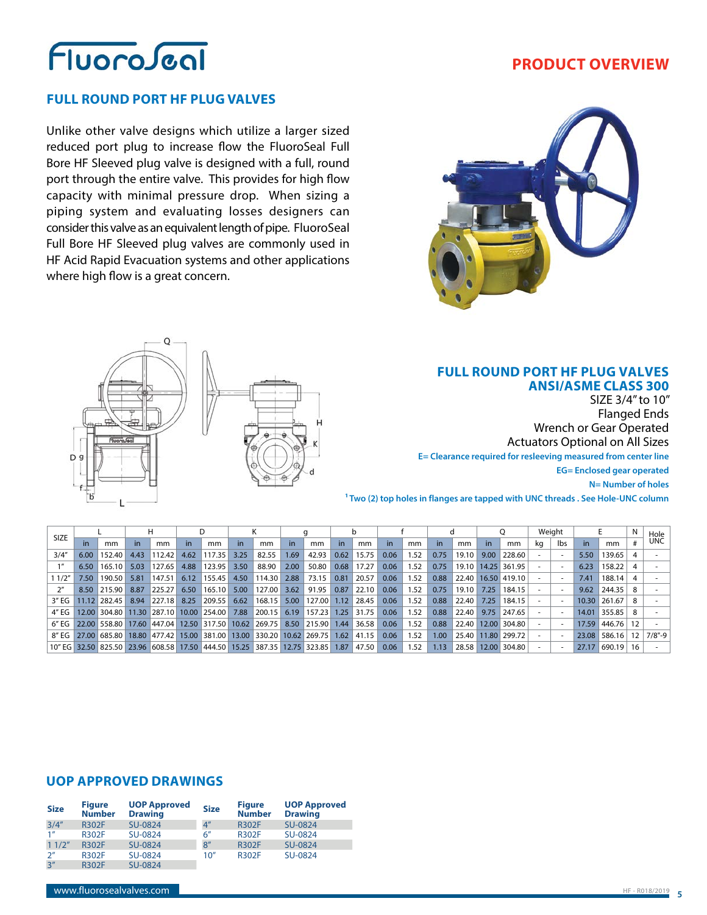# FluoroSeal

## PRODUCT OVERVIEW

## FULL ROUND PORT HF PLUG VALVES

Unlike other valve designs which utilize a larger sized reduced port plug to increase flow the FluoroSeal Full Bore HF Sleeved plug valve is designed with a full, round port through the entire valve. This provides for high flow capacity with minimal pressure drop. When sizing a piping system and evaluating losses designers can consider this valve as an equivalent length of pipe. FluoroSeal Full Bore HF Sleeved plug valves are commonly used in HF Acid Rapid Evacuation systems and other applications where high flow is a great concern.

## FULL ROUND PORT HF PLUG VALVES
## ANSI/ASME CLASS 300

SIZE 3/4" to 10"
Flanged Ends
Wrench or Gear Operated
Actuators Optional on All Sizes

**E= Clearance required for resleeving measured from center line**

**EG= Enclosed gear operated**

**N= Number of holes**

[1] **Two (2) top holes in flanges are tapped with UNC threads . See Hole-UNC column**

| SIZE | L | | H | | D | | K | | g | | b | | f | | d | | Q | | Weight | | E | | N | Hole UNC |
|---|---|---|---|---|---|---|---|---|---|---|---|---|---|---|---|---|---|---|---|---|---|---|---|---|
| | in | mm | in | mm | in | mm | in | mm | in | mm | in | mm | in | mm | in | mm | in | mm | kg | lbs | in | mm | # | |
| 3/4" | 6.00 | 152.40 | 4.43 | 112.42 | 4.62 | 117.35 | 3.25 | 82.55 | 1.69 | 42.93 | 0.62 | 15.75 | 0.06 | 1.52 | 0.75 | 19.10 | 9.00 | 228.60 | - | - | 5.50 | 139.65 | 4 | - |
| 1" | 6.50 | 165.10 | 5.03 | 127.65 | 4.88 | 123.95 | 3.50 | 88.90 | 2.00 | 50.80 | 0.68 | 17.27 | 0.06 | 1.52 | 0.75 | 19.10 | 14.25 | 361.95 | - | - | 6.23 | 158.22 | 4 | - |
| 1 1/2" | 7.50 | 190.50 | 5.81 | 147.51 | 6.12 | 155.45 | 4.50 | 114.30 | 2.88 | 73.15 | 0.81 | 20.57 | 0.06 | 1.52 | 0.88 | 22.40 | 16.50 | 419.10 | - | - | 7.41 | 188.14 | 4 | - |
| 2" | 8.50 | 215.90 | 8.87 | 225.27 | 6.50 | 165.10 | 5.00 | 127.00 | 3.62 | 91.95 | 0.87 | 22.10 | 0.06 | 1.52 | 0.75 | 19.10 | 7.25 | 184.15 | - | - | 9.62 | 244.35 | 8 | - |
| 3" EG | 11.12 | 282.45 | 8.94 | 227.18 | 8.25 | 209.55 | 6.62 | 168.15 | 5.00 | 127.00 | 1.12 | 28.45 | 0.06 | 1.52 | 0.88 | 22.40 | 7.25 | 184.15 | - | - | 10.30 | 261.67 | 8 | - |
| 4" EG | 12.00 | 304.80 | 11.30 | 287.10 | 10.00 | 254.00 | 7.88 | 200.15 | 6.19 | 157.23 | 1.25 | 31.75 | 0.06 | 1.52 | 0.88 | 22.40 | 9.75 | 247.65 | - | - | 14.01 | 355.85 | 8 | - |
| 6" EG | 22.00 | 558.80 | 17.60 | 447.04 | 12.50 | 317.50 | 10.62 | 269.75 | 8.50 | 215.90 | 1.44 | 36.58 | 0.06 | 1.52 | 0.88 | 22.40 | 12.00 | 304.80 | - | - | 17.59 | 446.76 | 12 | - |
| 8" EG | 27.00 | 685.80 | 18.80 | 477.42 | 15.00 | 381.00 | 13.00 | 330.20 | 10.62 | 269.75 | 1.62 | 41.15 | 0.06 | 1.52 | 1.00 | 25.40 | 11.80 | 299.72 | - | - | 23.08 | 586.16 | 12 | 7/8"-9 |
| 10" EG | 32.50 | 825.50 | 23.96 | 608.58 | 17.50 | 444.50 | 15.25 | 387.35 | 12.75 | 323.85 | 1.87 | 47.50 | 0.06 | 1.52 | 1.13 | 28.58 | 12.00 | 304.80 | - | - | 27.17 | 690.19 | 16 | - |

## UOP APPROVED DRAWINGS

| Size | Figure Number | UOP Approved Drawing | Size | Figure Number | UOP Approved Drawing |
|---|---|---|---|---|---|
| 3/4" | R302F | SU-0824 | 4" | R302F | SU-0824 |
| 1" | R302F | SU-0824 | 6" | R302F | SU-0824 |
| 1 1/2" | R302F | SU-0824 | 8" | R302F | SU-0824 |
| 2" | R302F | SU-0824 | 10" | R302F | SU-0824 |
| 3" | R302F | SU-0824 | | | |

www.fluorosealvalves.com

HF - R018/2019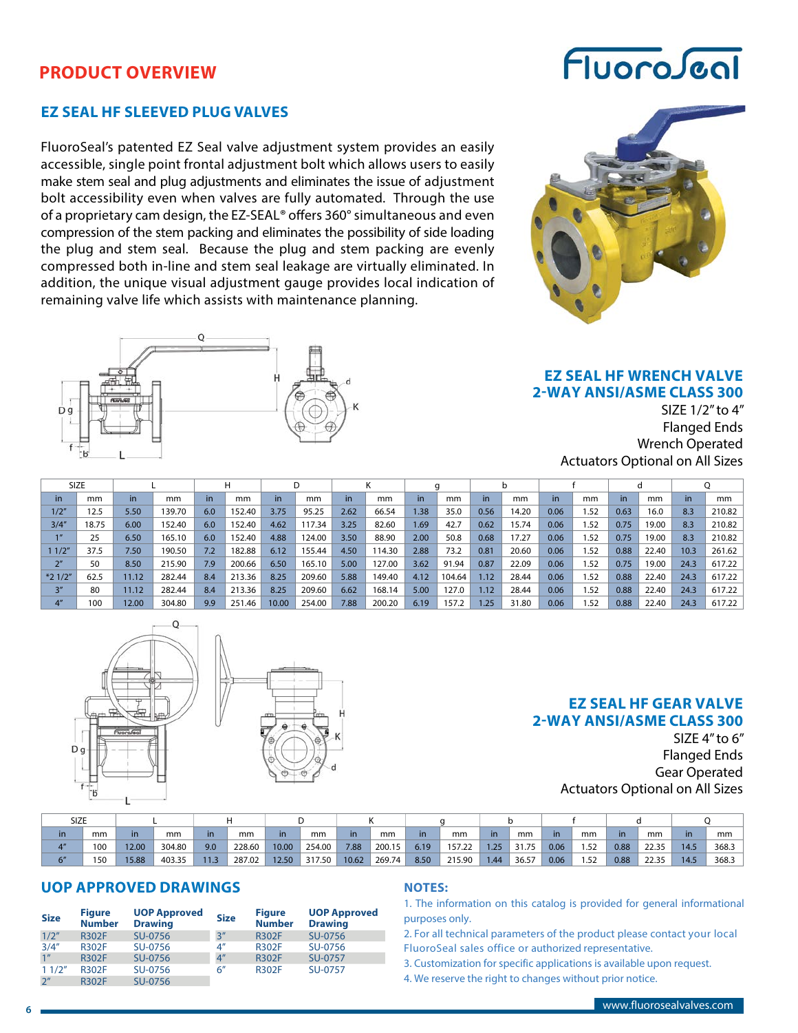## PRODUCT OVERVIEW

### EZ SEAL HF SLEEVED PLUG VALVES

FluoroSeal's patented EZ Seal valve adjustment system provides an easily accessible, single point frontal adjustment bolt which allows users to easily make stem seal and plug adjustments and eliminates the issue of adjustment bolt accessibility even when valves are fully automated. Through the use of a proprietary cam design, the EZ-SEAL® offers 360° simultaneous and even compression of the stem packing and eliminates the possibility of side loading the plug and stem seal. Because the plug and stem packing are evenly compressed both in-line and stem seal leakage are virtually eliminated. In addition, the unique visual adjustment gauge provides local indication of remaining valve life which assists with maintenance planning.

### EZ SEAL HF WRENCH VALVE 2-WAY ANSI/ASME CLASS 300

SIZE 1/2" to 4"
Flanged Ends
Wrench Operated
Actuators Optional on All Sizes

| SIZE | | L | | H | | D | | K | | g | | b | | f | | d | | Q | |
|---|---|---|---|---|---|---|---|---|---|---|---|---|---|---|---|---|---|---|---|
| in | mm | in | mm | in | mm | in | mm | in | mm | in | mm | in | mm | in | mm | in | mm | in | mm |
| 1/2" | 12.5 | 5.50 | 139.70 | 6.0 | 152.40 | 3.75 | 95.25 | 2.62 | 66.54 | 1.38 | 35.0 | 0.56 | 14.20 | 0.06 | 1.52 | 0.63 | 16.0 | 8.3 | 210.82 |
| 3/4" | 18.75 | 6.00 | 152.40 | 6.0 | 152.40 | 4.62 | 117.34 | 3.25 | 82.60 | 1.69 | 42.7 | 0.62 | 15.74 | 0.06 | 1.52 | 0.75 | 19.00 | 8.3 | 210.82 |
| 1" | 25 | 6.50 | 165.10 | 6.0 | 152.40 | 4.88 | 124.00 | 3.50 | 88.90 | 2.00 | 50.8 | 0.68 | 17.27 | 0.06 | 1.52 | 0.75 | 19.00 | 8.3 | 210.82 |
| 1 1/2" | 37.5 | 7.50 | 190.50 | 7.2 | 182.88 | 6.12 | 155.44 | 4.50 | 114.30 | 2.88 | 73.2 | 0.81 | 20.60 | 0.06 | 1.52 | 0.88 | 22.40 | 10.3 | 261.62 |
| 2" | 50 | 8.50 | 215.90 | 7.9 | 200.66 | 6.50 | 165.10 | 5.00 | 127.00 | 3.62 | 91.94 | 0.87 | 22.09 | 0.06 | 1.52 | 0.75 | 19.00 | 24.3 | 617.22 |
| *2 1/2" | 62.5 | 11.12 | 282.44 | 8.4 | 213.36 | 8.25 | 209.60 | 5.88 | 149.40 | 4.12 | 104.64 | 1.12 | 28.44 | 0.06 | 1.52 | 0.88 | 22.40 | 24.3 | 617.22 |
| 3" | 80 | 11.12 | 282.44 | 8.4 | 213.36 | 8.25 | 209.60 | 6.62 | 168.14 | 5.00 | 127.0 | 1.12 | 28.44 | 0.06 | 1.52 | 0.88 | 22.40 | 24.3 | 617.22 |
| 4" | 100 | 12.00 | 304.80 | 9.9 | 251.46 | 10.00 | 254.00 | 7.88 | 200.20 | 6.19 | 157.2 | 1.25 | 31.80 | 0.06 | 1.52 | 0.88 | 22.40 | 24.3 | 617.22 |

### EZ SEAL HF GEAR VALVE 2-WAY ANSI/ASME CLASS 300

SIZE 4" to 6"
Flanged Ends
Gear Operated
Actuators Optional on All Sizes

| SIZE | | L | | H | | D | | K | | g | | b | | f | | d | | Q | |
|---|---|---|---|---|---|---|---|---|---|---|---|---|---|---|---|---|---|---|---|
| in | mm | in | mm | in | mm | in | mm | in | mm | in | mm | in | mm | in | mm | in | mm | in | mm |
| 4" | 100 | 12.00 | 304.80 | 9.0 | 228.60 | 10.00 | 254.00 | 7.88 | 200.15 | 6.19 | 157.22 | 1.25 | 31.75 | 0.06 | 1.52 | 0.88 | 22.35 | 14.5 | 368.3 |
| 6" | 150 | 15.88 | 403.35 | 11.3 | 287.02 | 12.50 | 317.50 | 10.62 | 269.74 | 8.50 | 215.90 | 1.44 | 36.57 | 0.06 | 1.52 | 0.88 | 22.35 | 14.5 | 368.3 |

## UOP APPROVED DRAWINGS

| Size | Figure Number | UOP Approved Drawing | Size | Figure Number | UOP Approved Drawing |
|---|---|---|---|---|---|
| 1/2" | R302F | SU-0756 | 3" | R302F | SU-0756 |
| 3/4" | R302F | SU-0756 | 4" | R302F | SU-0756 |
| 1" | R302F | SU-0756 | 4" | R302F | SU-0757 |
| 1 1/2" | R302F | SU-0756 | 6" | R302F | SU-0757 |
| 2" | R302F | SU-0756 | | | |

## NOTES:

1. The information on this catalog is provided for general informational purposes only.
2. For all technical parameters of the product please contact your local FluoroSeal sales office or authorized representative.
3. Customization for specific applications is available upon request.
4. We reserve the right to changes without prior notice.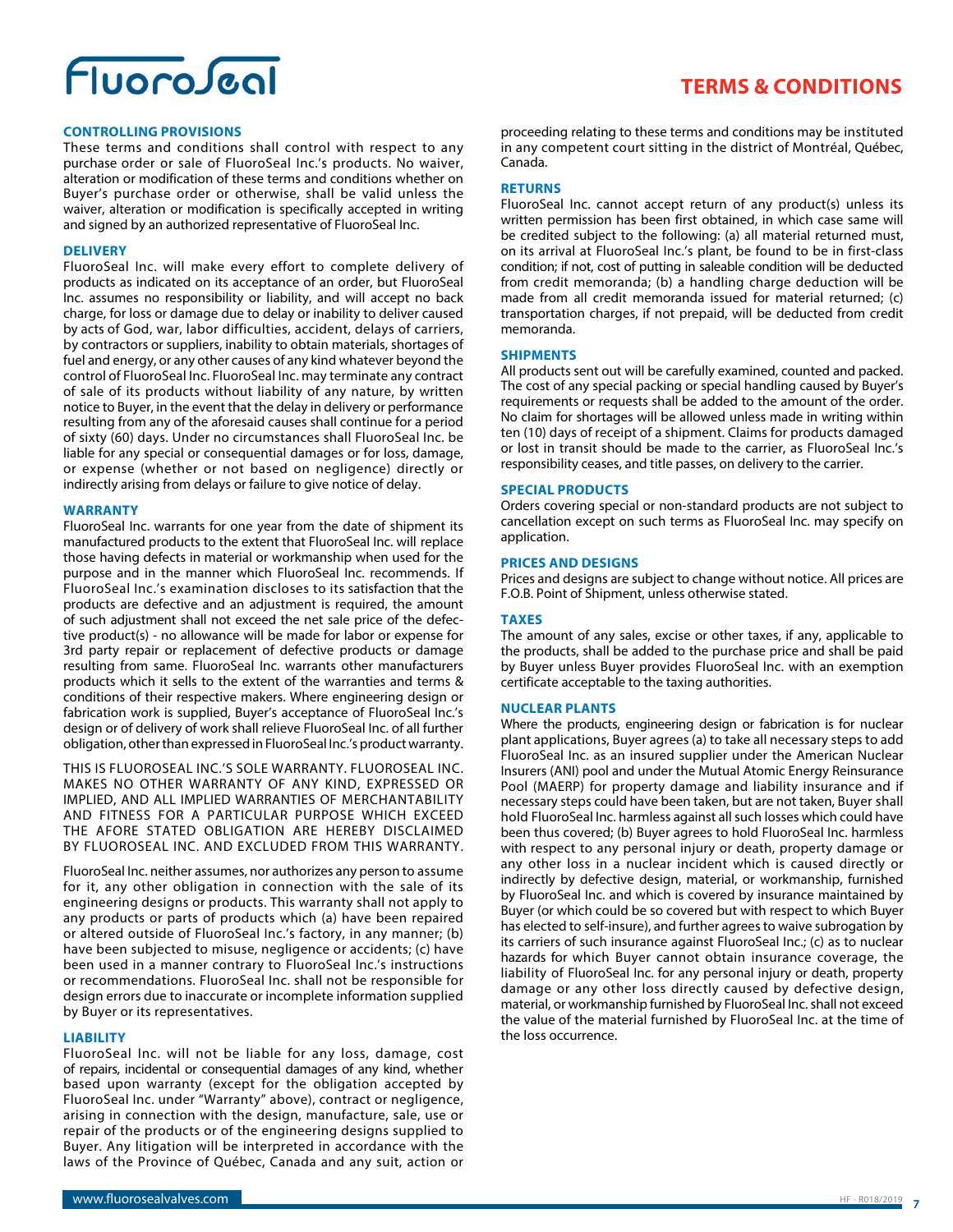# TERMS & CONDITIONS

## CONTROLLING PROVISIONS

These terms and conditions shall control with respect to any purchase order or sale of FluoroSeal Inc.'s products. No waiver, alteration or modification of these terms and conditions whether on Buyer's purchase order or otherwise, shall be valid unless the waiver, alteration or modification is specifically accepted in writing and signed by an authorized representative of FluoroSeal Inc.

## DELIVERY

FluoroSeal Inc. will make every effort to complete delivery of products as indicated on its acceptance of an order, but FluoroSeal Inc. assumes no responsibility or liability, and will accept no back charge, for loss or damage due to delay or inability to deliver caused by acts of God, war, labor difficulties, accident, delays of carriers, by contractors or suppliers, inability to obtain materials, shortages of fuel and energy, or any other causes of any kind whatever beyond the control of FluoroSeal Inc. FluoroSeal Inc. may terminate any contract of sale of its products without liability of any nature, by written notice to Buyer, in the event that the delay in delivery or performance resulting from any of the aforesaid causes shall continue for a period of sixty (60) days. Under no circumstances shall FluoroSeal Inc. be liable for any special or consequential damages or for loss, damage, or expense (whether or not based on negligence) directly or indirectly arising from delays or failure to give notice of delay.

## WARRANTY

FluoroSeal Inc. warrants for one year from the date of shipment its manufactured products to the extent that FluoroSeal Inc. will replace those having defects in material or workmanship when used for the purpose and in the manner which FluoroSeal Inc. recommends. If FluoroSeal Inc.'s examination discloses to its satisfaction that the products are defective and an adjustment is required, the amount of such adjustment shall not exceed the net sale price of the defective product(s) - no allowance will be made for labor or expense for 3rd party repair or replacement of defective products or damage resulting from same. FluoroSeal Inc. warrants other manufacturers products which it sells to the extent of the warranties and terms & conditions of their respective makers. Where engineering design or fabrication work is supplied, Buyer's acceptance of FluoroSeal Inc.'s design or of delivery of work shall relieve FluoroSeal Inc. of all further obligation, other than expressed in FluoroSeal Inc.'s product warranty.

THIS IS FLUOROSEAL INC.'S SOLE WARRANTY. FLUOROSEAL INC. MAKES NO OTHER WARRANTY OF ANY KIND, EXPRESSED OR IMPLIED, AND ALL IMPLIED WARRANTIES OF MERCHANTABILITY AND FITNESS FOR A PARTICULAR PURPOSE WHICH EXCEED THE AFORE STATED OBLIGATION ARE HEREBY DISCLAIMED BY FLUOROSEAL INC. AND EXCLUDED FROM THIS WARRANTY.

FluoroSeal Inc. neither assumes, nor authorizes any person to assume for it, any other obligation in connection with the sale of its engineering designs or products. This warranty shall not apply to any products or parts of products which (a) have been repaired or altered outside of FluoroSeal Inc.'s factory, in any manner; (b) have been subjected to misuse, negligence or accidents; (c) have been used in a manner contrary to FluoroSeal Inc.'s instructions or recommendations. FluoroSeal Inc. shall not be responsible for design errors due to inaccurate or incomplete information supplied by Buyer or its representatives.

## LIABILITY

FluoroSeal Inc. will not be liable for any loss, damage, cost of repairs, incidental or consequential damages of any kind, whether based upon warranty (except for the obligation accepted by FluoroSeal Inc. under "Warranty" above), contract or negligence, arising in connection with the design, manufacture, sale, use or repair of the products or of the engineering designs supplied to Buyer. Any litigation will be interpreted in accordance with the laws of the Province of Québec, Canada and any suit, action or proceeding relating to these terms and conditions may be instituted in any competent court sitting in the district of Montréal, Québec, Canada.

## RETURNS

FluoroSeal Inc. cannot accept return of any product(s) unless its written permission has been first obtained, in which case same will be credited subject to the following: (a) all material returned must, on its arrival at FluoroSeal Inc.'s plant, be found to be in first-class condition; if not, cost of putting in saleable condition will be deducted from credit memoranda; (b) a handling charge deduction will be made from all credit memoranda issued for material returned; (c) transportation charges, if not prepaid, will be deducted from credit memoranda.

## SHIPMENTS

All products sent out will be carefully examined, counted and packed. The cost of any special packing or special handling caused by Buyer's requirements or requests shall be added to the amount of the order. No claim for shortages will be allowed unless made in writing within ten (10) days of receipt of a shipment. Claims for products damaged or lost in transit should be made to the carrier, as FluoroSeal Inc.'s responsibility ceases, and title passes, on delivery to the carrier.

## SPECIAL PRODUCTS

Orders covering special or non-standard products are not subject to cancellation except on such terms as FluoroSeal Inc. may specify on application.

## PRICES AND DESIGNS

Prices and designs are subject to change without notice. All prices are F.O.B. Point of Shipment, unless otherwise stated.

## TAXES

The amount of any sales, excise or other taxes, if any, applicable to the products, shall be added to the purchase price and shall be paid by Buyer unless Buyer provides FluoroSeal Inc. with an exemption certificate acceptable to the taxing authorities.

## NUCLEAR PLANTS

Where the products, engineering design or fabrication is for nuclear plant applications, Buyer agrees (a) to take all necessary steps to add FluoroSeal Inc. as an insured supplier under the American Nuclear Insurers (ANI) pool and under the Mutual Atomic Energy Reinsurance Pool (MAERP) for property damage and liability insurance and if necessary steps could have been taken, but are not taken, Buyer shall hold FluoroSeal Inc. harmless against all such losses which could have been thus covered; (b) Buyer agrees to hold FluoroSeal Inc. harmless with respect to any personal injury or death, property damage or any other loss in a nuclear incident which is caused directly or indirectly by defective design, material, or workmanship, furnished by FluoroSeal Inc. and which is covered by insurance maintained by Buyer (or which could be so covered but with respect to which Buyer has elected to self-insure), and further agrees to waive subrogation by its carriers of such insurance against FluoroSeal Inc.; (c) as to nuclear hazards for which Buyer cannot obtain insurance coverage, the liability of FluoroSeal Inc. for any personal injury or death, property damage or any other loss directly caused by defective design, material, or workmanship furnished by FluoroSeal Inc. shall not exceed the value of the material furnished by FluoroSeal Inc. at the time of the loss occurrence.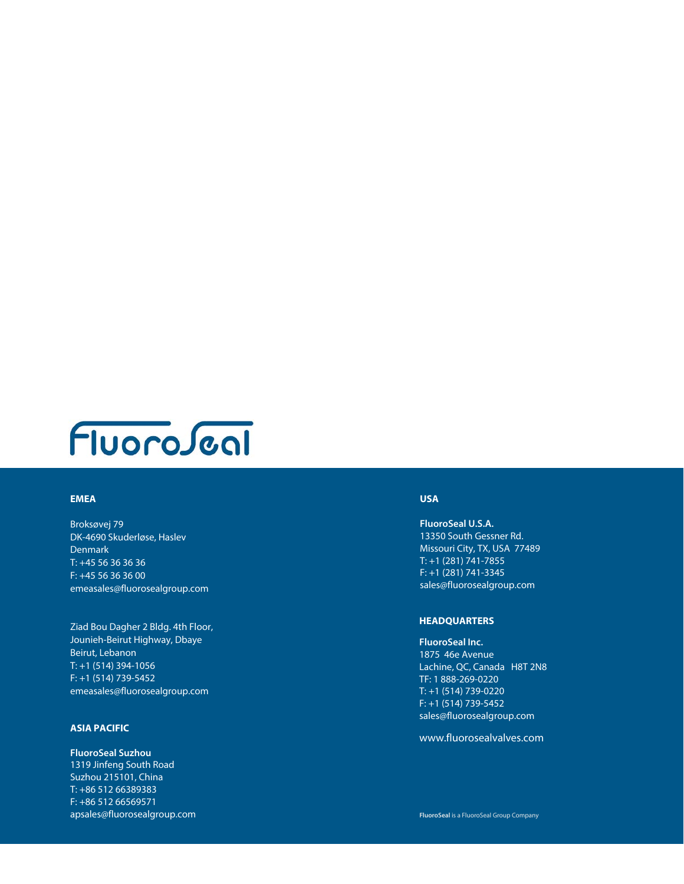FluoroSeal

### EMEA

Broksøvej 79
DK-4690 Skuderløse, Haslev
Denmark
T: +45 56 36 36 36
F: +45 56 36 36 00
emeasales@fluorosealgroup.com

Ziad Bou Dagher 2 Bldg. 4th Floor,
Jounieh-Beirut Highway, Dbaye
Beirut, Lebanon
T: +1 (514) 394-1056
F: +1 (514) 739-5452
emeasales@fluorosealgroup.com

### ASIA PACIFIC

**FluoroSeal Suzhou**
1319 Jinfeng South Road
Suzhou 215101, China
T: +86 512 66389383
F: +86 512 66569571
apsales@fluorosealgroup.com

### USA

**FluoroSeal U.S.A.**
13350 South Gessner Rd.
Missouri City, TX, USA 77489
T: +1 (281) 741-7855
F: +1 (281) 741-3345
sales@fluorosealgroup.com

### HEADQUARTERS

**FluoroSeal Inc.**
1875 46e Avenue
Lachine, QC, Canada H8T 2N8
TF: 1 888-269-0220
T: +1 (514) 739-0220
F: +1 (514) 739-5452
sales@fluorosealgroup.com

www.fluorosealvalves.com

**FluoroSeal** is a FluoroSeal Group Company